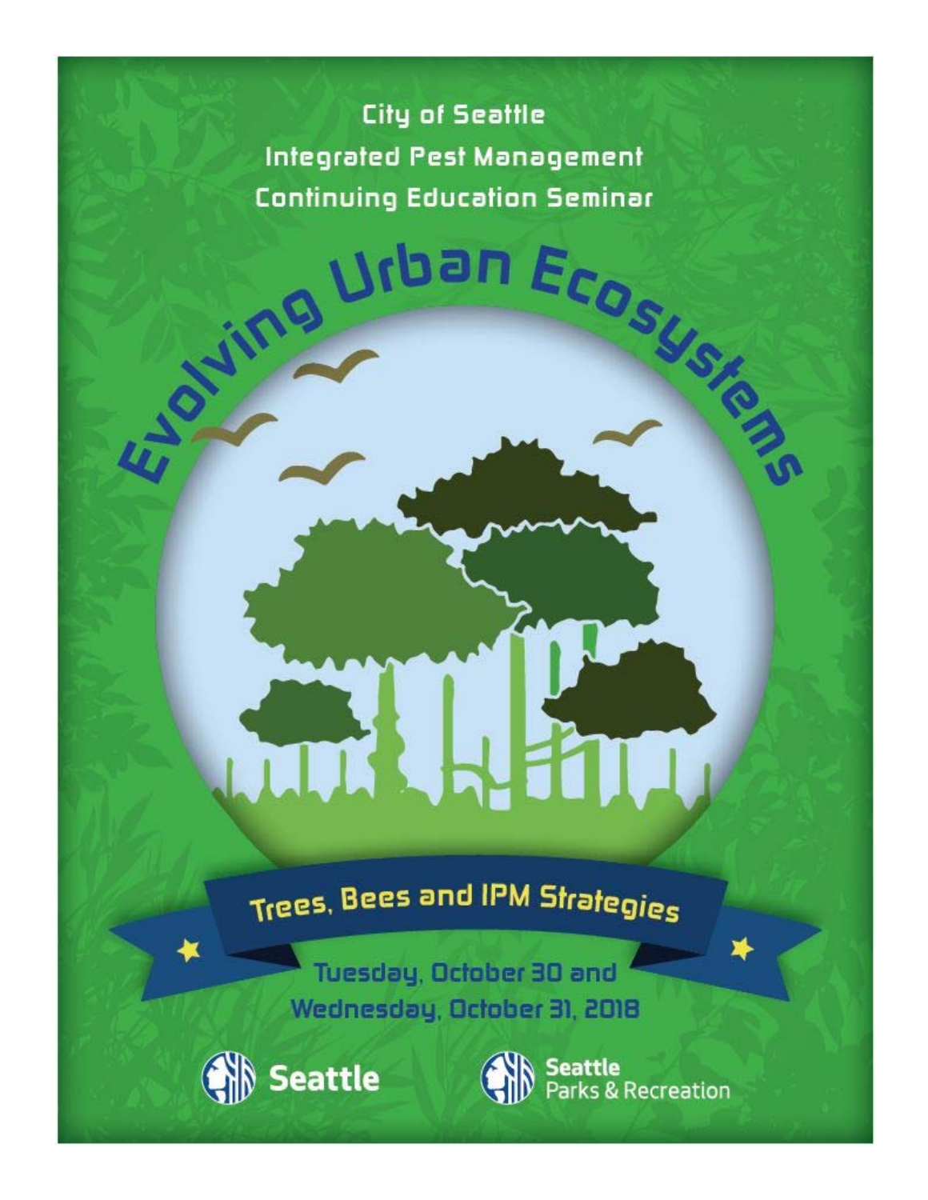City of Seattle
Integrated Pest Management
Continuing Education Seminar

# Evolving Urban Ecosystems

## Trees, Bees and IPM Strategies

Tuesday, October 30 and
Wednesday, October 31, 2018

Seattle

Seattle Parks & Recreation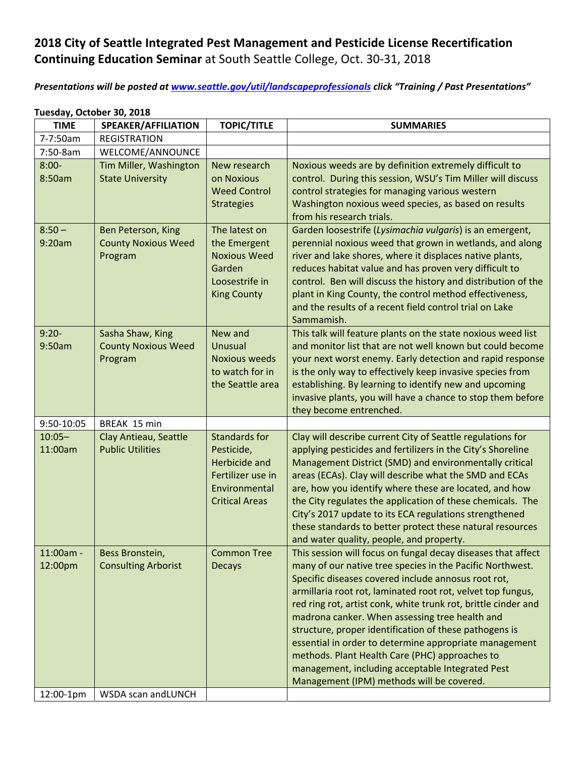**2018 City of Seattle Integrated Pest Management and Pesticide License Recertification Continuing Education Seminar** at South Seattle College, Oct. 30-31, 2018

***Presentations will be posted at [www.seattle.gov/util/landscapeprofessionals](www.seattle.gov/util/landscapeprofessionals) click "Training / Past Presentations"***

**Tuesday, October 30, 2018**

| TIME | SPEAKER/AFFILIATION | TOPIC/TITLE | SUMMARIES |
|---|---|---|---|
| 7-7:50am | REGISTRATION | | |
| 7:50-8am | WELCOME/ANNOUNCE | | |
| 8:00-8:50am | Tim Miller, Washington State University | New research on Noxious Weed Control Strategies | Noxious weeds are by definition extremely difficult to control. During this session, WSU's Tim Miller will discuss control strategies for managing various western Washington noxious weed species, as based on results from his research trials. |
| 8:50 – 9:20am | Ben Peterson, King County Noxious Weed Program | The latest on the Emergent Noxious Weed Garden Loosestrife in King County | Garden loosestrife (*Lysimachia vulgaris*) is an emergent, perennial noxious weed that grown in wetlands, and along river and lake shores, where it displaces native plants, reduces habitat value and has proven very difficult to control. Ben will discuss the history and distribution of the plant in King County, the control method effectiveness, and the results of a recent field control trial on Lake Sammamish. |
| 9:20-9:50am | Sasha Shaw, King County Noxious Weed Program | New and Unusual Noxious weeds to watch for in the Seattle area | This talk will feature plants on the state noxious weed list and monitor list that are not well known but could become your next worst enemy. Early detection and rapid response is the only way to effectively keep invasive species from establishing. By learning to identify new and upcoming invasive plants, you will have a chance to stop them before they become entrenched. |
| 9:50-10:05 | BREAK 15 min | | |
| 10:05–11:00am | Clay Antieau, Seattle Public Utilities | Standards for Pesticide, Herbicide and Fertilizer use in Environmental Critical Areas | Clay will describe current City of Seattle regulations for applying pesticides and fertilizers in the City's Shoreline Management District (SMD) and environmentally critical areas (ECAs). Clay will describe what the SMD and ECAs are, how you identify where these are located, and how the City regulates the application of these chemicals. The City's 2017 update to its ECA regulations strengthened these standards to better protect these natural resources and water quality, people, and property. |
| 11:00am - 12:00pm | Bess Bronstein, Consulting Arborist | Common Tree Decays | This session will focus on fungal decay diseases that affect many of our native tree species in the Pacific Northwest. Specific diseases covered include annosus root rot, armillaria root rot, laminated root rot, velvet top fungus, red ring rot, artist conk, white trunk rot, brittle cinder and madrona canker. When assessing tree health and structure, proper identification of these pathogens is essential in order to determine appropriate management methods. Plant Health Care (PHC) approaches to management, including acceptable Integrated Pest Management (IPM) methods will be covered. |
| 12:00-1pm | WSDA scan andLUNCH | | |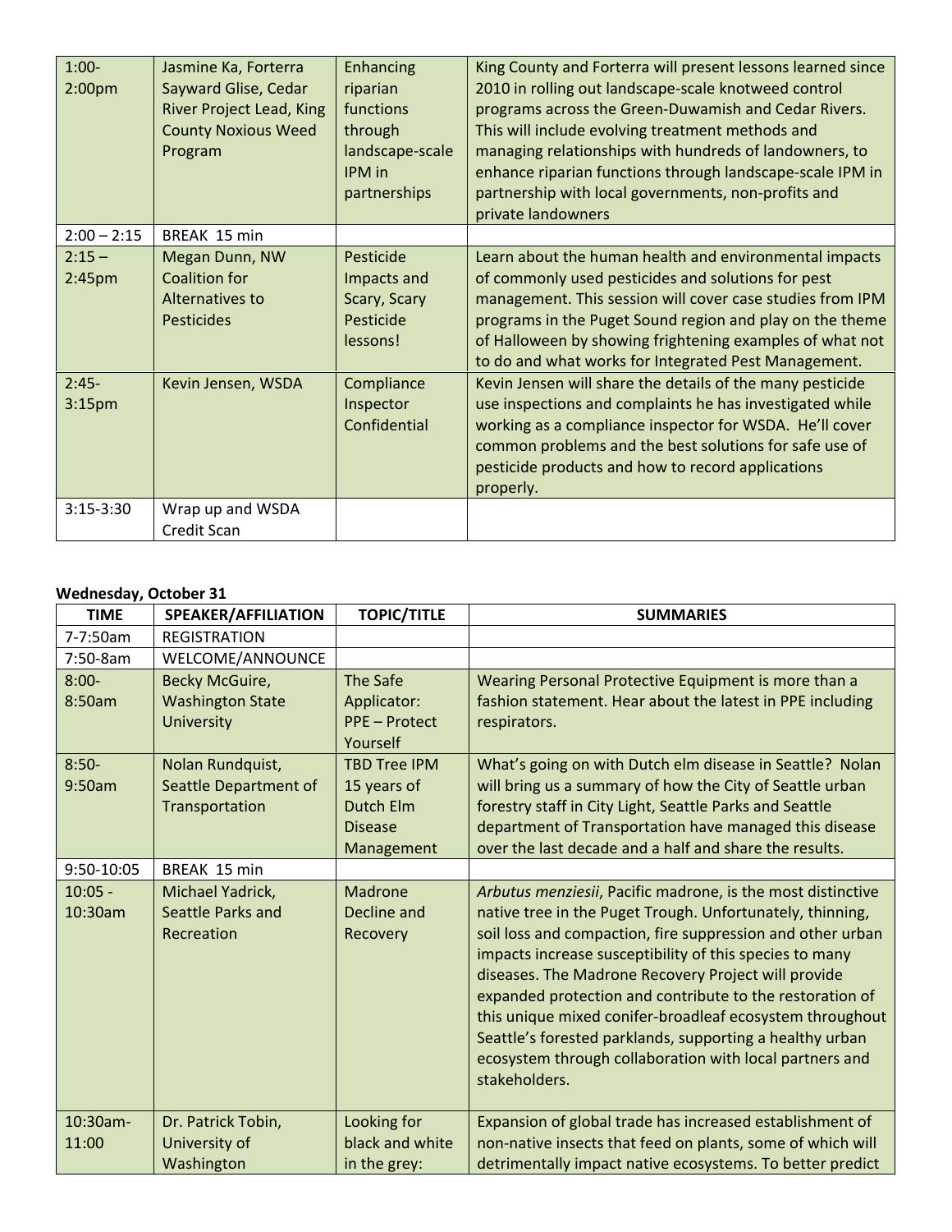| | | | |
|---|---|---|---|
| 1:00-2:00pm | Jasmine Ka, Forterra Sayward Glise, Cedar River Project Lead, King County Noxious Weed Program | Enhancing riparian functions through landscape-scale IPM in partnerships | King County and Forterra will present lessons learned since 2010 in rolling out landscape-scale knotweed control programs across the Green-Duwamish and Cedar Rivers. This will include evolving treatment methods and managing relationships with hundreds of landowners, to enhance riparian functions through landscape-scale IPM in partnership with local governments, non-profits and private landowners |
| 2:00 – 2:15 | BREAK 15 min | | |
| 2:15 – 2:45pm | Megan Dunn, NW Coalition for Alternatives to Pesticides | Pesticide Impacts and Scary, Scary Pesticide lessons! | Learn about the human health and environmental impacts of commonly used pesticides and solutions for pest management. This session will cover case studies from IPM programs in the Puget Sound region and play on the theme of Halloween by showing frightening examples of what not to do and what works for Integrated Pest Management. |
| 2:45-3:15pm | Kevin Jensen, WSDA | Compliance Inspector Confidential | Kevin Jensen will share the details of the many pesticide use inspections and complaints he has investigated while working as a compliance inspector for WSDA. He'll cover common problems and the best solutions for safe use of pesticide products and how to record applications properly. |
| 3:15-3:30 | Wrap up and WSDA Credit Scan | | |

**Wednesday, October 31**

| TIME | SPEAKER/AFFILIATION | TOPIC/TITLE | SUMMARIES |
|---|---|---|---|
| 7-7:50am | REGISTRATION | | |
| 7:50-8am | WELCOME/ANNOUNCE | | |
| 8:00-8:50am | Becky McGuire, Washington State University | The Safe Applicator: PPE – Protect Yourself | Wearing Personal Protective Equipment is more than a fashion statement. Hear about the latest in PPE including respirators. |
| 8:50-9:50am | Nolan Rundquist, Seattle Department of Transportation | TBD Tree IPM 15 years of Dutch Elm Disease Management | What's going on with Dutch elm disease in Seattle? Nolan will bring us a summary of how the City of Seattle urban forestry staff in City Light, Seattle Parks and Seattle department of Transportation have managed this disease over the last decade and a half and share the results. |
| 9:50-10:05 | BREAK 15 min | | |
| 10:05 - 10:30am | Michael Yadrick, Seattle Parks and Recreation | Madrone Decline and Recovery | *Arbutus menziesii*, Pacific madrone, is the most distinctive native tree in the Puget Trough. Unfortunately, thinning, soil loss and compaction, fire suppression and other urban impacts increase susceptibility of this species to many diseases. The Madrone Recovery Project will provide expanded protection and contribute to the restoration of this unique mixed conifer-broadleaf ecosystem throughout Seattle's forested parklands, supporting a healthy urban ecosystem through collaboration with local partners and stakeholders. |
| 10:30am-11:00 | Dr. Patrick Tobin, University of Washington | Looking for black and white in the grey: | Expansion of global trade has increased establishment of non-native insects that feed on plants, some of which will detrimentally impact native ecosystems. To better predict |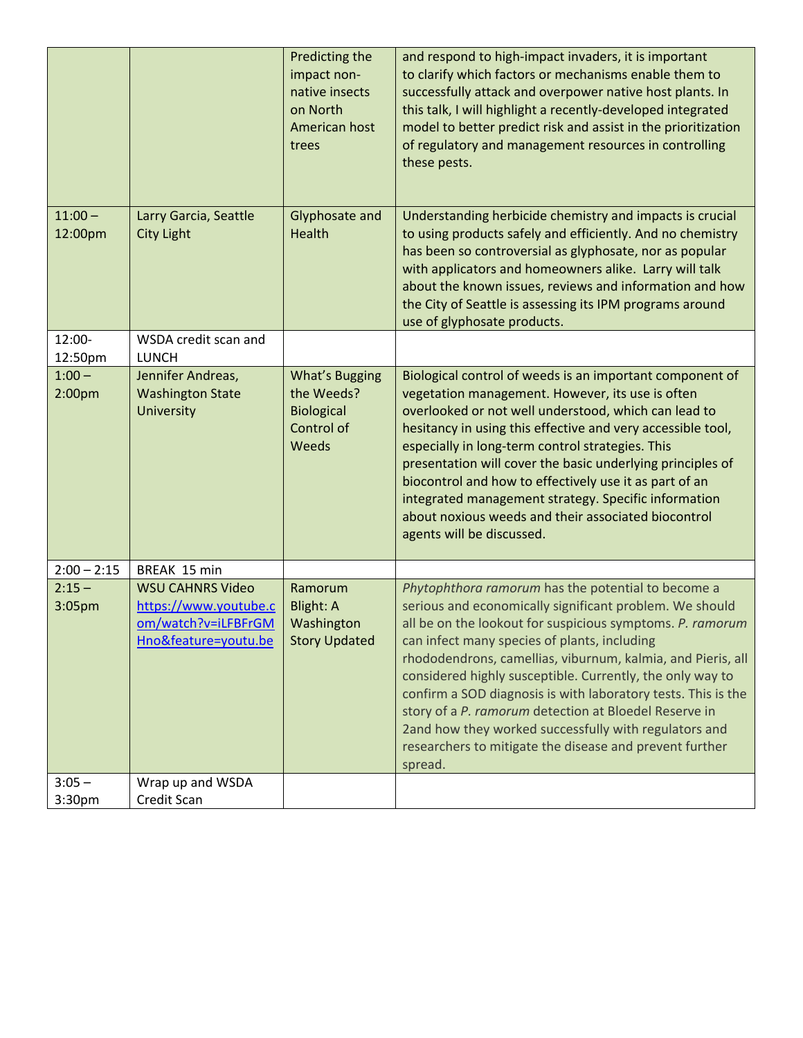| | | | |
|---|---|---|---|
| | | Predicting the impact non-native insects on North American host trees | and respond to high-impact invaders, it is important to clarify which factors or mechanisms enable them to successfully attack and overpower native host plants. In this talk, I will highlight a recently-developed integrated model to better predict risk and assist in the prioritization of regulatory and management resources in controlling these pests. |
| 11:00 – 12:00pm | Larry Garcia, Seattle City Light | Glyphosate and Health | Understanding herbicide chemistry and impacts is crucial to using products safely and efficiently. And no chemistry has been so controversial as glyphosate, nor as popular with applicators and homeowners alike. Larry will talk about the known issues, reviews and information and how the City of Seattle is assessing its IPM programs around use of glyphosate products. |
| 12:00-12:50pm | WSDA credit scan and LUNCH | | |
| 1:00 – 2:00pm | Jennifer Andreas, Washington State University | What's Bugging the Weeds? Biological Control of Weeds | Biological control of weeds is an important component of vegetation management. However, its use is often overlooked or not well understood, which can lead to hesitancy in using this effective and very accessible tool, especially in long-term control strategies. This presentation will cover the basic underlying principles of biocontrol and how to effectively use it as part of an integrated management strategy. Specific information about noxious weeds and their associated biocontrol agents will be discussed. |
| 2:00 – 2:15 | BREAK 15 min | | |
| 2:15 – 3:05pm | WSU CAHNRS Video https://www.youtube.com/watch?v=iLFBFrGMHno&feature=youtu.be | Ramorum Blight: A Washington Story Updated | *Phytophthora ramorum* has the potential to become a serious and economically significant problem. We should all be on the lookout for suspicious symptoms. *P. ramorum* can infect many species of plants, including rhododendrons, camellias, viburnum, kalmia, and Pieris, all considered highly susceptible. Currently, the only way to confirm a SOD diagnosis is with laboratory tests. This is the story of a *P. ramorum* detection at Bloedel Reserve in 2and how they worked successfully with regulators and researchers to mitigate the disease and prevent further spread. |
| 3:05 – 3:30pm | Wrap up and WSDA Credit Scan | | |